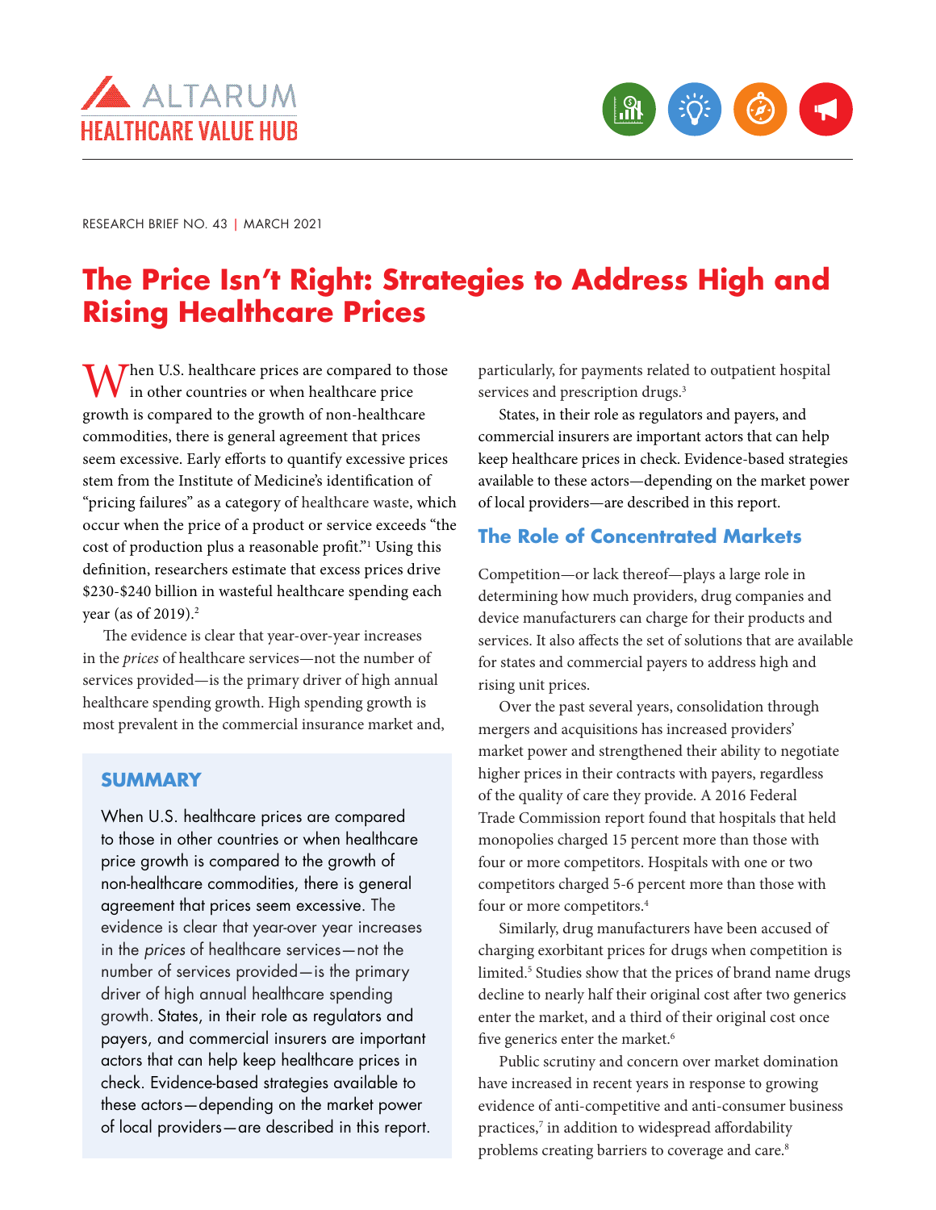ALTARUM
HEALTHCARE VALUE HUB

RESEARCH BRIEF NO. 43 | MARCH 2021

# The Price Isn't Right: Strategies to Address High and Rising Healthcare Prices

When U.S. healthcare prices are compared to those in other countries or when healthcare price growth is compared to the growth of non-healthcare commodities, there is general agreement that prices seem excessive. Early efforts to quantify excessive prices stem from the Institute of Medicine's identification of "pricing failures" as a category of healthcare waste, which occur when the price of a product or service exceeds "the cost of production plus a reasonable profit."[1] Using this definition, researchers estimate that excess prices drive $230-$240 billion in wasteful healthcare spending each year (as of 2019).[2]

The evidence is clear that year-over-year increases in the *prices* of healthcare services—not the number of services provided—is the primary driver of high annual healthcare spending growth. High spending growth is most prevalent in the commercial insurance market and, particularly, for payments related to outpatient hospital services and prescription drugs.[3]

States, in their role as regulators and payers, and commercial insurers are important actors that can help keep healthcare prices in check. Evidence-based strategies available to these actors—depending on the market power of local providers—are described in this report.

## SUMMARY

When U.S. healthcare prices are compared to those in other countries or when healthcare price growth is compared to the growth of non-healthcare commodities, there is general agreement that prices seem excessive. The evidence is clear that year-over year increases in the *prices* of healthcare services—not the number of services provided—is the primary driver of high annual healthcare spending growth. States, in their role as regulators and payers, and commercial insurers are important actors that can help keep healthcare prices in check. Evidence-based strategies available to these actors—depending on the market power of local providers—are described in this report.

## The Role of Concentrated Markets

Competition—or lack thereof—plays a large role in determining how much providers, drug companies and device manufacturers can charge for their products and services. It also affects the set of solutions that are available for states and commercial payers to address high and rising unit prices.

Over the past several years, consolidation through mergers and acquisitions has increased providers' market power and strengthened their ability to negotiate higher prices in their contracts with payers, regardless of the quality of care they provide. A 2016 Federal Trade Commission report found that hospitals that held monopolies charged 15 percent more than those with four or more competitors. Hospitals with one or two competitors charged 5-6 percent more than those with four or more competitors.[4]

Similarly, drug manufacturers have been accused of charging exorbitant prices for drugs when competition is limited.[5] Studies show that the prices of brand name drugs decline to nearly half their original cost after two generics enter the market, and a third of their original cost once five generics enter the market.[6]

Public scrutiny and concern over market domination have increased in recent years in response to growing evidence of anti-competitive and anti-consumer business practices,[7] in addition to widespread affordability problems creating barriers to coverage and care.[8]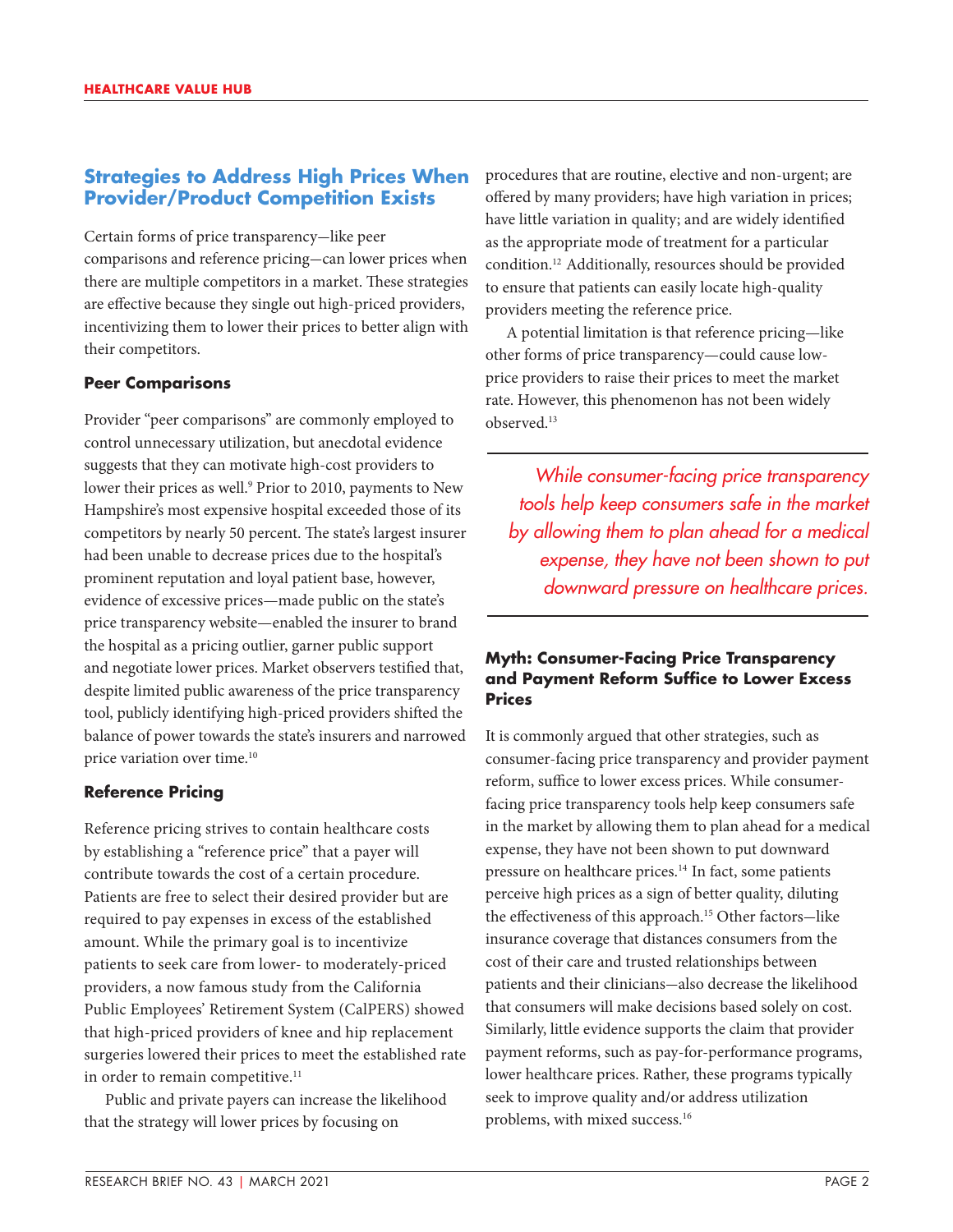## Strategies to Address High Prices When Provider/Product Competition Exists

Certain forms of price transparency—like peer comparisons and reference pricing—can lower prices when there are multiple competitors in a market. These strategies are effective because they single out high-priced providers, incentivizing them to lower their prices to better align with their competitors.

### Peer Comparisons

Provider "peer comparisons" are commonly employed to control unnecessary utilization, but anecdotal evidence suggests that they can motivate high-cost providers to lower their prices as well.[9] Prior to 2010, payments to New Hampshire's most expensive hospital exceeded those of its competitors by nearly 50 percent. The state's largest insurer had been unable to decrease prices due to the hospital's prominent reputation and loyal patient base, however, evidence of excessive prices—made public on the state's price transparency website—enabled the insurer to brand the hospital as a pricing outlier, garner public support and negotiate lower prices. Market observers testified that, despite limited public awareness of the price transparency tool, publicly identifying high-priced providers shifted the balance of power towards the state's insurers and narrowed price variation over time.[10]

### Reference Pricing

Reference pricing strives to contain healthcare costs by establishing a "reference price" that a payer will contribute towards the cost of a certain procedure. Patients are free to select their desired provider but are required to pay expenses in excess of the established amount. While the primary goal is to incentivize patients to seek care from lower- to moderately-priced providers, a now famous study from the California Public Employees' Retirement System (CalPERS) showed that high-priced providers of knee and hip replacement surgeries lowered their prices to meet the established rate in order to remain competitive.[11]

Public and private payers can increase the likelihood that the strategy will lower prices by focusing on procedures that are routine, elective and non-urgent; are offered by many providers; have high variation in prices; have little variation in quality; and are widely identified as the appropriate mode of treatment for a particular condition.[12] Additionally, resources should be provided to ensure that patients can easily locate high-quality providers meeting the reference price.

A potential limitation is that reference pricing—like other forms of price transparency—could cause low-price providers to raise their prices to meet the market rate. However, this phenomenon has not been widely observed.[13]

> *While consumer-facing price transparency tools help keep consumers safe in the market by allowing them to plan ahead for a medical expense, they have not been shown to put downward pressure on healthcare prices.*

### Myth: Consumer-Facing Price Transparency and Payment Reform Suffice to Lower Excess Prices

It is commonly argued that other strategies, such as consumer-facing price transparency and provider payment reform, suffice to lower excess prices. While consumer-facing price transparency tools help keep consumers safe in the market by allowing them to plan ahead for a medical expense, they have not been shown to put downward pressure on healthcare prices.[14] In fact, some patients perceive high prices as a sign of better quality, diluting the effectiveness of this approach.[15] Other factors—like insurance coverage that distances consumers from the cost of their care and trusted relationships between patients and their clinicians—also decrease the likelihood that consumers will make decisions based solely on cost. Similarly, little evidence supports the claim that provider payment reforms, such as pay-for-performance programs, lower healthcare prices. Rather, these programs typically seek to improve quality and/or address utilization problems, with mixed success.[16]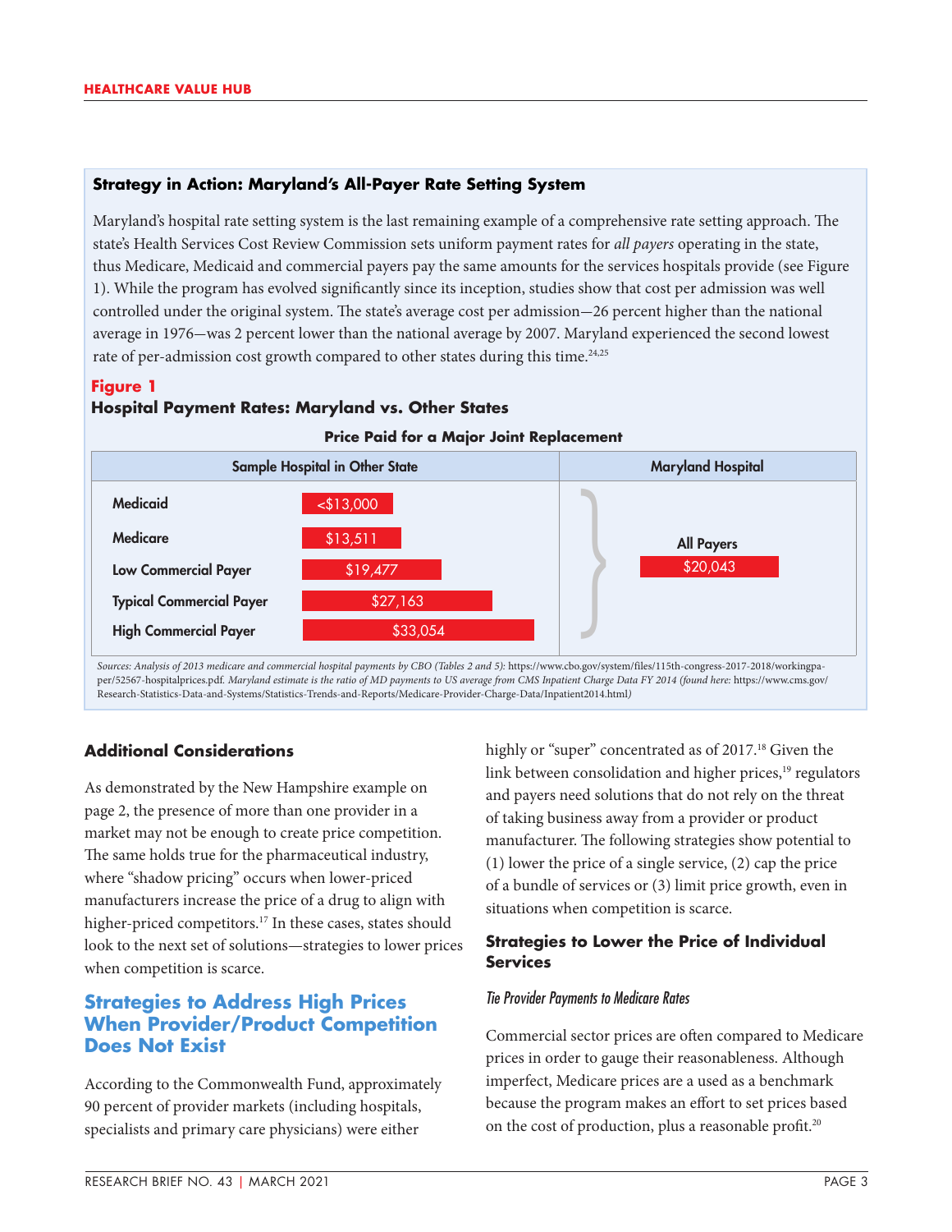### Strategy in Action: Maryland's All-Payer Rate Setting System

Maryland's hospital rate setting system is the last remaining example of a comprehensive rate setting approach. The state's Health Services Cost Review Commission sets uniform payment rates for *all payers* operating in the state, thus Medicare, Medicaid and commercial payers pay the same amounts for the services hospitals provide (see Figure 1). While the program has evolved significantly since its inception, studies show that cost per admission was well controlled under the original system. The state's average cost per admission—26 percent higher than the national average in 1976—was 2 percent lower than the national average by 2007. Maryland experienced the second lowest rate of per-admission cost growth compared to other states during this time.[24,25]

**Figure 1**
**Hospital Payment Rates: Maryland vs. Other States**

**Price Paid for a Major Joint Replacement**

| Sample Hospital in Other State | | Maryland Hospital |
|---|---|---|
| Medicaid | <$13,000 | All Payers: $20,043 |
| Medicare | $13,511 | |
| Low Commercial Payer | $19,477 | |
| Typical Commercial Payer | $27,163 | |
| High Commercial Payer | $33,054 | |

*Sources: Analysis of 2013 medicare and commercial hospital payments by CBO (Tables 2 and 5):* https://www.cbo.gov/system/files/115th-congress-2017-2018/workingpaper/52567-hospitalprices.pdf. *Maryland estimate is the ratio of MD payments to US average from CMS Inpatient Charge Data FY 2014 (found here:* https://www.cms.gov/Research-Statistics-Data-and-Systems/Statistics-Trends-and-Reports/Medicare-Provider-Charge-Data/Inpatient2014.html*)*

### Additional Considerations

As demonstrated by the New Hampshire example on page 2, the presence of more than one provider in a market may not be enough to create price competition. The same holds true for the pharmaceutical industry, where "shadow pricing" occurs when lower-priced manufacturers increase the price of a drug to align with higher-priced competitors.[17] In these cases, states should look to the next set of solutions—strategies to lower prices when competition is scarce.

## Strategies to Address High Prices When Provider/Product Competition Does Not Exist

According to the Commonwealth Fund, approximately 90 percent of provider markets (including hospitals, specialists and primary care physicians) were either highly or "super" concentrated as of 2017.[18] Given the link between consolidation and higher prices,[19] regulators and payers need solutions that do not rely on the threat of taking business away from a provider or product manufacturer. The following strategies show potential to (1) lower the price of a single service, (2) cap the price of a bundle of services or (3) limit price growth, even in situations when competition is scarce.

### Strategies to Lower the Price of Individual Services

*Tie Provider Payments to Medicare Rates*

Commercial sector prices are often compared to Medicare prices in order to gauge their reasonableness. Although imperfect, Medicare prices are a used as a benchmark because the program makes an effort to set prices based on the cost of production, plus a reasonable profit.[20]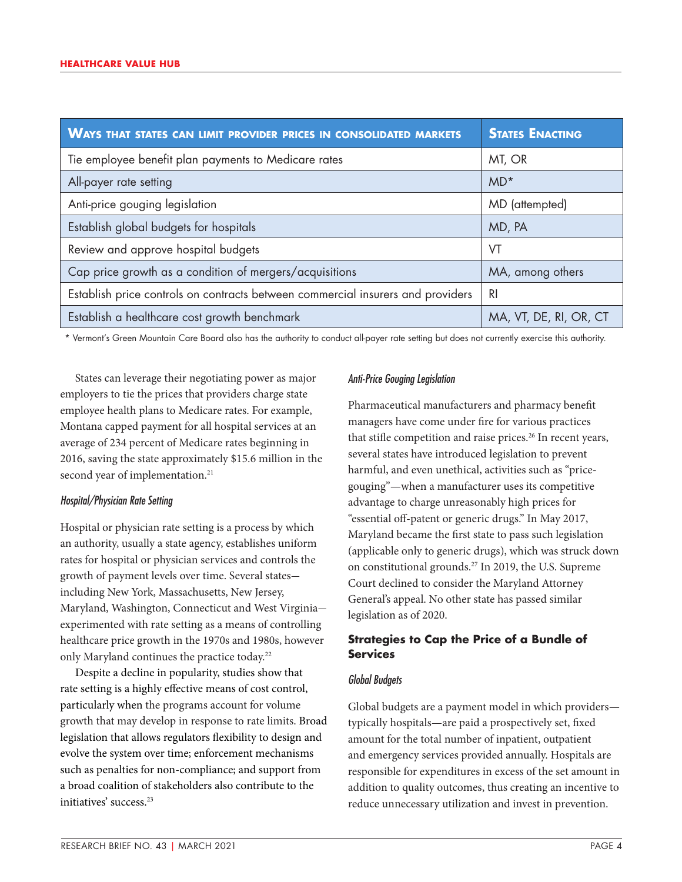| Ways that states can limit provider prices in consolidated markets | States Enacting |
|---|---|
| Tie employee benefit plan payments to Medicare rates | MT, OR |
| All-payer rate setting | MD* |
| Anti-price gouging legislation | MD (attempted) |
| Establish global budgets for hospitals | MD, PA |
| Review and approve hospital budgets | VT |
| Cap price growth as a condition of mergers/acquisitions | MA, among others |
| Establish price controls on contracts between commercial insurers and providers | RI |
| Establish a healthcare cost growth benchmark | MA, VT, DE, RI, OR, CT |

\* Vermont's Green Mountain Care Board also has the authority to conduct all-payer rate setting but does not currently exercise this authority.

States can leverage their negotiating power as major employers to tie the prices that providers charge state employee health plans to Medicare rates. For example, Montana capped payment for all hospital services at an average of 234 percent of Medicare rates beginning in 2016, saving the state approximately $15.6 million in the second year of implementation.[21]

*Hospital/Physician Rate Setting*

Hospital or physician rate setting is a process by which an authority, usually a state agency, establishes uniform rates for hospital or physician services and controls the growth of payment levels over time. Several states—including New York, Massachusetts, New Jersey, Maryland, Washington, Connecticut and West Virginia—experimented with rate setting as a means of controlling healthcare price growth in the 1970s and 1980s, however only Maryland continues the practice today.[22]

Despite a decline in popularity, studies show that rate setting is a highly effective means of cost control, particularly when the programs account for volume growth that may develop in response to rate limits. Broad legislation that allows regulators flexibility to design and evolve the system over time; enforcement mechanisms such as penalties for non-compliance; and support from a broad coalition of stakeholders also contribute to the initiatives' success.[23]

*Anti-Price Gouging Legislation*

Pharmaceutical manufacturers and pharmacy benefit managers have come under fire for various practices that stifle competition and raise prices.[26] In recent years, several states have introduced legislation to prevent harmful, and even unethical, activities such as "price-gouging"—when a manufacturer uses its competitive advantage to charge unreasonably high prices for "essential off-patent or generic drugs." In May 2017, Maryland became the first state to pass such legislation (applicable only to generic drugs), which was struck down on constitutional grounds.[27] In 2019, the U.S. Supreme Court declined to consider the Maryland Attorney General's appeal. No other state has passed similar legislation as of 2020.

## Strategies to Cap the Price of a Bundle of Services

*Global Budgets*

Global budgets are a payment model in which providers—typically hospitals—are paid a prospectively set, fixed amount for the total number of inpatient, outpatient and emergency services provided annually. Hospitals are responsible for expenditures in excess of the set amount in addition to quality outcomes, thus creating an incentive to reduce unnecessary utilization and invest in prevention.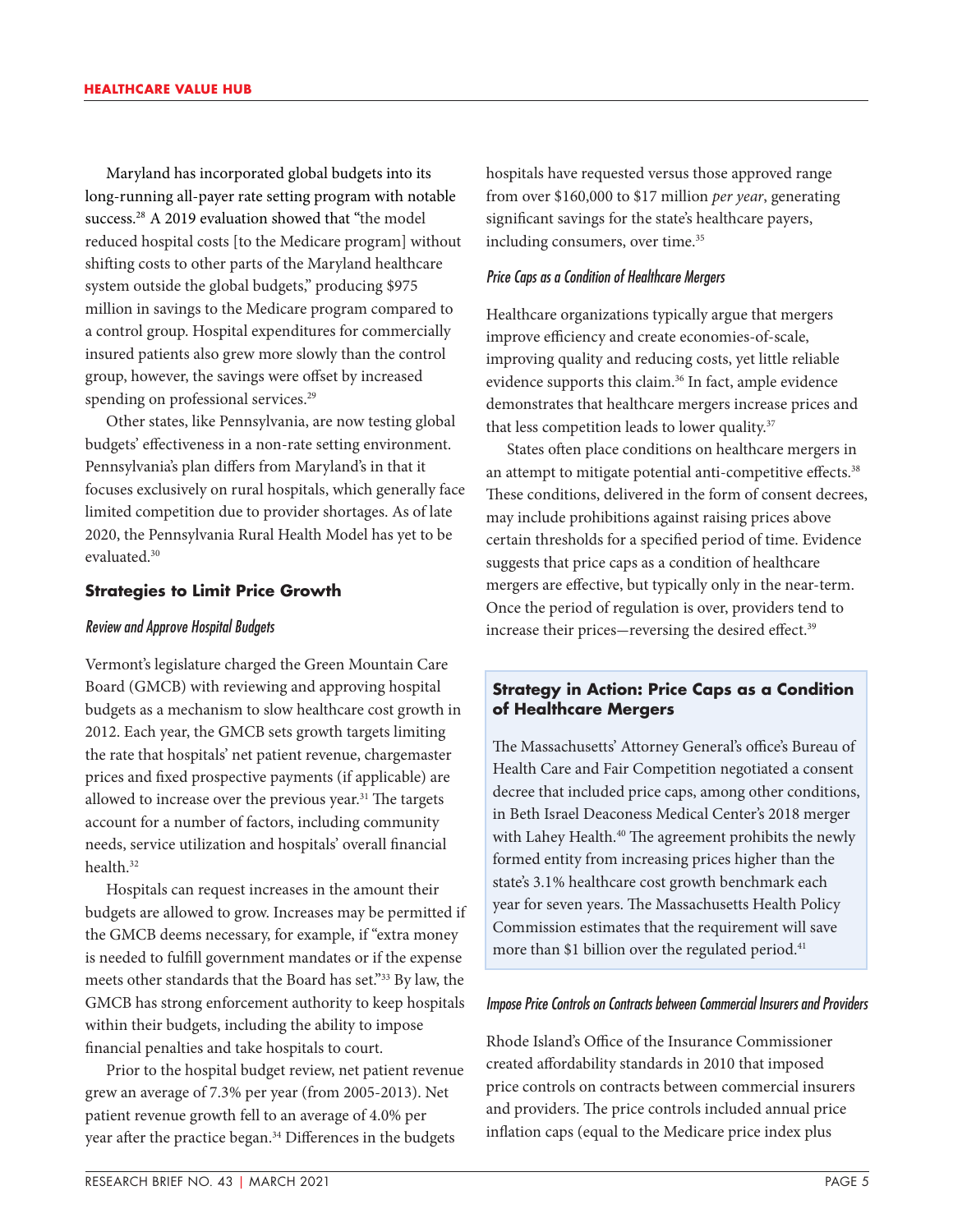Maryland has incorporated global budgets into its long-running all-payer rate setting program with notable success.[28] A 2019 evaluation showed that "the model reduced hospital costs [to the Medicare program] without shifting costs to other parts of the Maryland healthcare system outside the global budgets," producing $975 million in savings to the Medicare program compared to a control group. Hospital expenditures for commercially insured patients also grew more slowly than the control group, however, the savings were offset by increased spending on professional services.[29]

Other states, like Pennsylvania, are now testing global budgets' effectiveness in a non-rate setting environment. Pennsylvania's plan differs from Maryland's in that it focuses exclusively on rural hospitals, which generally face limited competition due to provider shortages. As of late 2020, the Pennsylvania Rural Health Model has yet to be evaluated.[30]

## Strategies to Limit Price Growth

### *Review and Approve Hospital Budgets*

Vermont's legislature charged the Green Mountain Care Board (GMCB) with reviewing and approving hospital budgets as a mechanism to slow healthcare cost growth in 2012. Each year, the GMCB sets growth targets limiting the rate that hospitals' net patient revenue, chargemaster prices and fixed prospective payments (if applicable) are allowed to increase over the previous year.[31] The targets account for a number of factors, including community needs, service utilization and hospitals' overall financial health.[32]

Hospitals can request increases in the amount their budgets are allowed to grow. Increases may be permitted if the GMCB deems necessary, for example, if "extra money is needed to fulfill government mandates or if the expense meets other standards that the Board has set."[33] By law, the GMCB has strong enforcement authority to keep hospitals within their budgets, including the ability to impose financial penalties and take hospitals to court.

Prior to the hospital budget review, net patient revenue grew an average of 7.3% per year (from 2005-2013). Net patient revenue growth fell to an average of 4.0% per year after the practice began.[34] Differences in the budgets hospitals have requested versus those approved range from over $160,000 to $17 million *per year*, generating significant savings for the state's healthcare payers, including consumers, over time.[35]

### *Price Caps as a Condition of Healthcare Mergers*

Healthcare organizations typically argue that mergers improve efficiency and create economies-of-scale, improving quality and reducing costs, yet little reliable evidence supports this claim.[36] In fact, ample evidence demonstrates that healthcare mergers increase prices and that less competition leads to lower quality.[37]

States often place conditions on healthcare mergers in an attempt to mitigate potential anti-competitive effects.[38] These conditions, delivered in the form of consent decrees, may include prohibitions against raising prices above certain thresholds for a specified period of time. Evidence suggests that price caps as a condition of healthcare mergers are effective, but typically only in the near-term. Once the period of regulation is over, providers tend to increase their prices—reversing the desired effect.[39]

### Strategy in Action: Price Caps as a Condition of Healthcare Mergers

The Massachusetts' Attorney General's office's Bureau of Health Care and Fair Competition negotiated a consent decree that included price caps, among other conditions, in Beth Israel Deaconess Medical Center's 2018 merger with Lahey Health.[40] The agreement prohibits the newly formed entity from increasing prices higher than the state's 3.1% healthcare cost growth benchmark each year for seven years. The Massachusetts Health Policy Commission estimates that the requirement will save more than $1 billion over the regulated period.[41]

### *Impose Price Controls on Contracts between Commercial Insurers and Providers*

Rhode Island's Office of the Insurance Commissioner created affordability standards in 2010 that imposed price controls on contracts between commercial insurers and providers. The price controls included annual price inflation caps (equal to the Medicare price index plus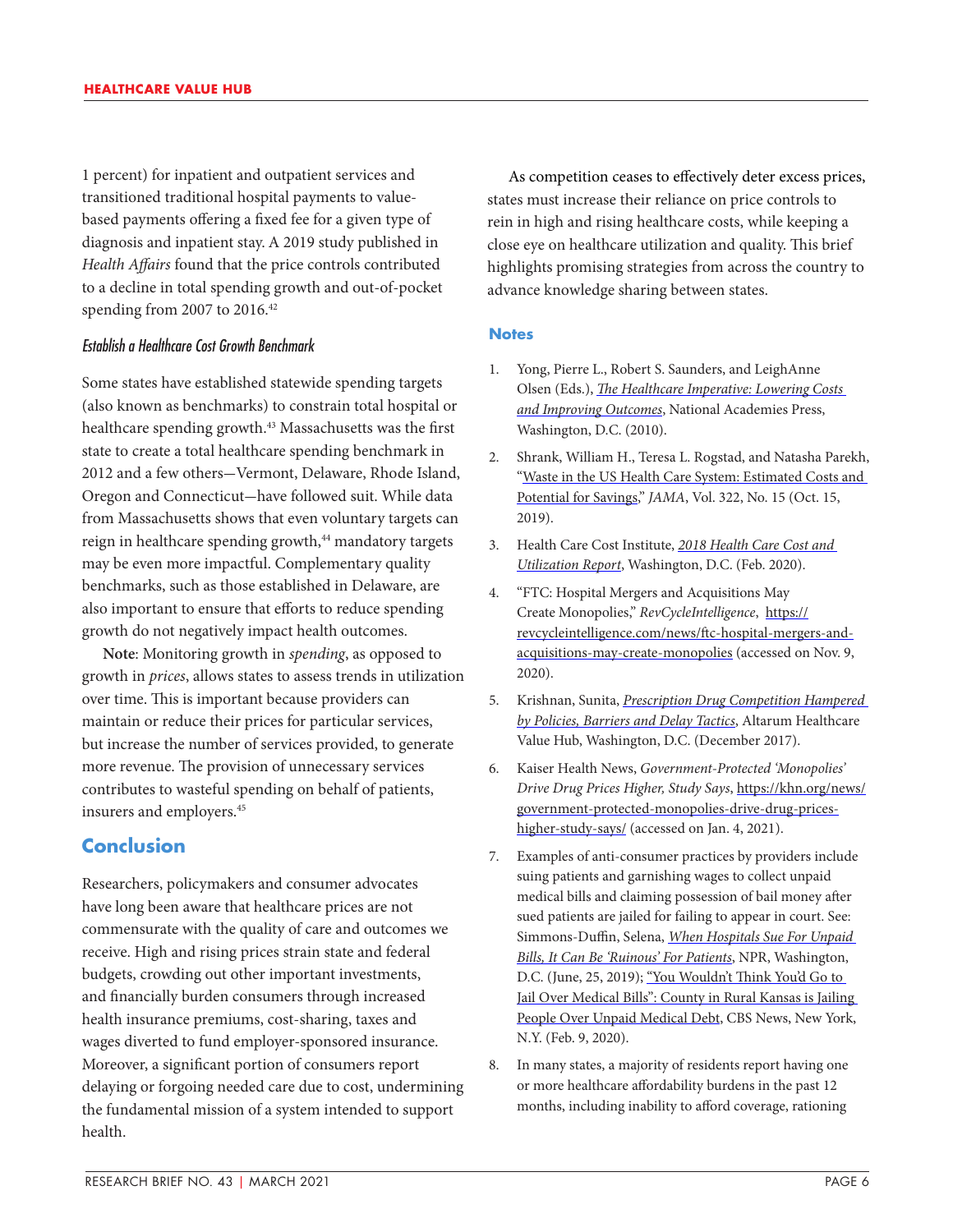1 percent) for inpatient and outpatient services and transitioned traditional hospital payments to value-based payments offering a fixed fee for a given type of diagnosis and inpatient stay. A 2019 study published in *Health Affairs* found that the price controls contributed to a decline in total spending growth and out-of-pocket spending from 2007 to 2016.[42]

### *Establish a Healthcare Cost Growth Benchmark*

Some states have established statewide spending targets (also known as benchmarks) to constrain total hospital or healthcare spending growth.[43] Massachusetts was the first state to create a total healthcare spending benchmark in 2012 and a few others—Vermont, Delaware, Rhode Island, Oregon and Connecticut—have followed suit. While data from Massachusetts shows that even voluntary targets can reign in healthcare spending growth,[44] mandatory targets may be even more impactful. Complementary quality benchmarks, such as those established in Delaware, are also important to ensure that efforts to reduce spending growth do not negatively impact health outcomes.

**Note**: Monitoring growth in *spending*, as opposed to growth in *prices*, allows states to assess trends in utilization over time. This is important because providers can maintain or reduce their prices for particular services, but increase the number of services provided, to generate more revenue. The provision of unnecessary services contributes to wasteful spending on behalf of patients, insurers and employers.[45]

## Conclusion

Researchers, policymakers and consumer advocates have long been aware that healthcare prices are not commensurate with the quality of care and outcomes we receive. High and rising prices strain state and federal budgets, crowding out other important investments, and financially burden consumers through increased health insurance premiums, cost-sharing, taxes and wages diverted to fund employer-sponsored insurance. Moreover, a significant portion of consumers report delaying or forgoing needed care due to cost, undermining the fundamental mission of a system intended to support health.

As competition ceases to effectively deter excess prices, states must increase their reliance on price controls to rein in high and rising healthcare costs, while keeping a close eye on healthcare utilization and quality. This brief highlights promising strategies from across the country to advance knowledge sharing between states.

### Notes

1. Yong, Pierre L., Robert S. Saunders, and LeighAnne Olsen (Eds.), *The Healthcare Imperative: Lowering Costs and Improving Outcomes*, National Academies Press, Washington, D.C. (2010).
2. Shrank, William H., Teresa L. Rogstad, and Natasha Parekh, "Waste in the US Health Care System: Estimated Costs and Potential for Savings," *JAMA*, Vol. 322, No. 15 (Oct. 15, 2019).
3. Health Care Cost Institute, *2018 Health Care Cost and Utilization Report*, Washington, D.C. (Feb. 2020).
4. "FTC: Hospital Mergers and Acquisitions May Create Monopolies," *RevCycleIntelligence*, https://revcycleintelligence.com/news/ftc-hospital-mergers-and-acquisitions-may-create-monopolies (accessed on Nov. 9, 2020).
5. Krishnan, Sunita, *Prescription Drug Competition Hampered by Policies, Barriers and Delay Tactics*, Altarum Healthcare Value Hub, Washington, D.C. (December 2017).
6. Kaiser Health News, *Government-Protected 'Monopolies' Drive Drug Prices Higher, Study Says*, https://khn.org/news/government-protected-monopolies-drive-drug-prices-higher-study-says/ (accessed on Jan. 4, 2021).
7. Examples of anti-consumer practices by providers include suing patients and garnishing wages to collect unpaid medical bills and claiming possession of bail money after sued patients are jailed for failing to appear in court. See: Simmons-Duffin, Selena, *When Hospitals Sue For Unpaid Bills, It Can Be 'Ruinous' For Patients*, NPR, Washington, D.C. (June, 25, 2019); "You Wouldn't Think You'd Go to Jail Over Medical Bills": County in Rural Kansas is Jailing People Over Unpaid Medical Debt, CBS News, New York, N.Y. (Feb. 9, 2020).
8. In many states, a majority of residents report having one or more healthcare affordability burdens in the past 12 months, including inability to afford coverage, rationing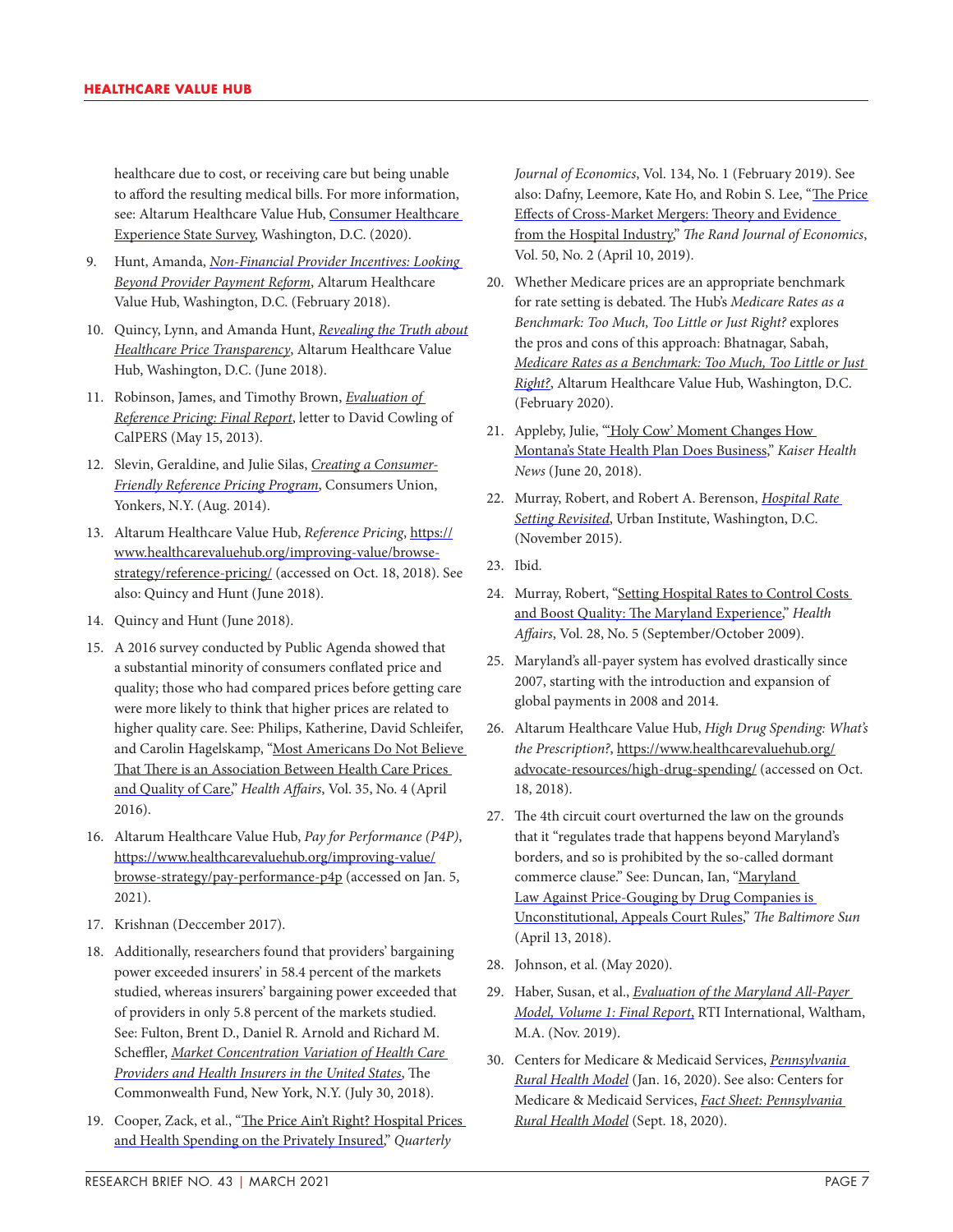healthcare due to cost, or receiving care but being unable to afford the resulting medical bills. For more information, see: Altarum Healthcare Value Hub, Consumer Healthcare Experience State Survey, Washington, D.C. (2020).

9. Hunt, Amanda, *Non-Financial Provider Incentives: Looking Beyond Provider Payment Reform*, Altarum Healthcare Value Hub, Washington, D.C. (February 2018).
10. Quincy, Lynn, and Amanda Hunt, *Revealing the Truth about Healthcare Price Transparency*, Altarum Healthcare Value Hub, Washington, D.C. (June 2018).
11. Robinson, James, and Timothy Brown, *Evaluation of Reference Pricing: Final Report*, letter to David Cowling of CalPERS (May 15, 2013).
12. Slevin, Geraldine, and Julie Silas, *Creating a Consumer-Friendly Reference Pricing Program*, Consumers Union, Yonkers, N.Y. (Aug. 2014).
13. Altarum Healthcare Value Hub, *Reference Pricing*, https://www.healthcarevaluehub.org/improving-value/browse-strategy/reference-pricing/ (accessed on Oct. 18, 2018). See also: Quincy and Hunt (June 2018).
14. Quincy and Hunt (June 2018).
15. A 2016 survey conducted by Public Agenda showed that a substantial minority of consumers conflated price and quality; those who had compared prices before getting care were more likely to think that higher prices are related to higher quality care. See: Philips, Katherine, David Schleifer, and Carolin Hagelskamp, "Most Americans Do Not Believe That There is an Association Between Health Care Prices and Quality of Care," *Health Affairs*, Vol. 35, No. 4 (April 2016).
16. Altarum Healthcare Value Hub, *Pay for Performance (P4P)*, https://www.healthcarevaluehub.org/improving-value/browse-strategy/pay-performance-p4p (accessed on Jan. 5, 2021).
17. Krishnan (Deccember 2017).
18. Additionally, researchers found that providers' bargaining power exceeded insurers' in 58.4 percent of the markets studied, whereas insurers' bargaining power exceeded that of providers in only 5.8 percent of the markets studied. See: Fulton, Brent D., Daniel R. Arnold and Richard M. Scheffler, *Market Concentration Variation of Health Care Providers and Health Insurers in the United States*, The Commonwealth Fund, New York, N.Y. (July 30, 2018).
19. Cooper, Zack, et al., "The Price Ain't Right? Hospital Prices and Health Spending on the Privately Insured," *Quarterly Journal of Economics*, Vol. 134, No. 1 (February 2019). See also: Dafny, Leemore, Kate Ho, and Robin S. Lee, "The Price Effects of Cross-Market Mergers: Theory and Evidence from the Hospital Industry," *The Rand Journal of Economics*, Vol. 50, No. 2 (April 10, 2019).
20. Whether Medicare prices are an appropriate benchmark for rate setting is debated. The Hub's *Medicare Rates as a Benchmark: Too Much, Too Little or Just Right?* explores the pros and cons of this approach: Bhatnagar, Sabah, *Medicare Rates as a Benchmark: Too Much, Too Little or Just Right?*, Altarum Healthcare Value Hub, Washington, D.C. (February 2020).
21. Appleby, Julie, "'Holy Cow' Moment Changes How Montana's State Health Plan Does Business," *Kaiser Health News* (June 20, 2018).
22. Murray, Robert, and Robert A. Berenson, *Hospital Rate Setting Revisited*, Urban Institute, Washington, D.C. (November 2015).
23. Ibid.
24. Murray, Robert, "Setting Hospital Rates to Control Costs and Boost Quality: The Maryland Experience," *Health Affairs*, Vol. 28, No. 5 (September/October 2009).
25. Maryland's all-payer system has evolved drastically since 2007, starting with the introduction and expansion of global payments in 2008 and 2014.
26. Altarum Healthcare Value Hub, *High Drug Spending: What's the Prescription?*, https://www.healthcarevaluehub.org/advocate-resources/high-drug-spending/ (accessed on Oct. 18, 2018).
27. The 4th circuit court overturned the law on the grounds that it "regulates trade that happens beyond Maryland's borders, and so is prohibited by the so-called dormant commerce clause." See: Duncan, Ian, "Maryland Law Against Price-Gouging by Drug Companies is Unconstitutional, Appeals Court Rules," *The Baltimore Sun* (April 13, 2018).
28. Johnson, et al. (May 2020).
29. Haber, Susan, et al., *Evaluation of the Maryland All-Payer Model, Volume 1: Final Report*, RTI International, Waltham, M.A. (Nov. 2019).
30. Centers for Medicare & Medicaid Services, *Pennsylvania Rural Health Model* (Jan. 16, 2020). See also: Centers for Medicare & Medicaid Services, *Fact Sheet: Pennsylvania Rural Health Model* (Sept. 18, 2020).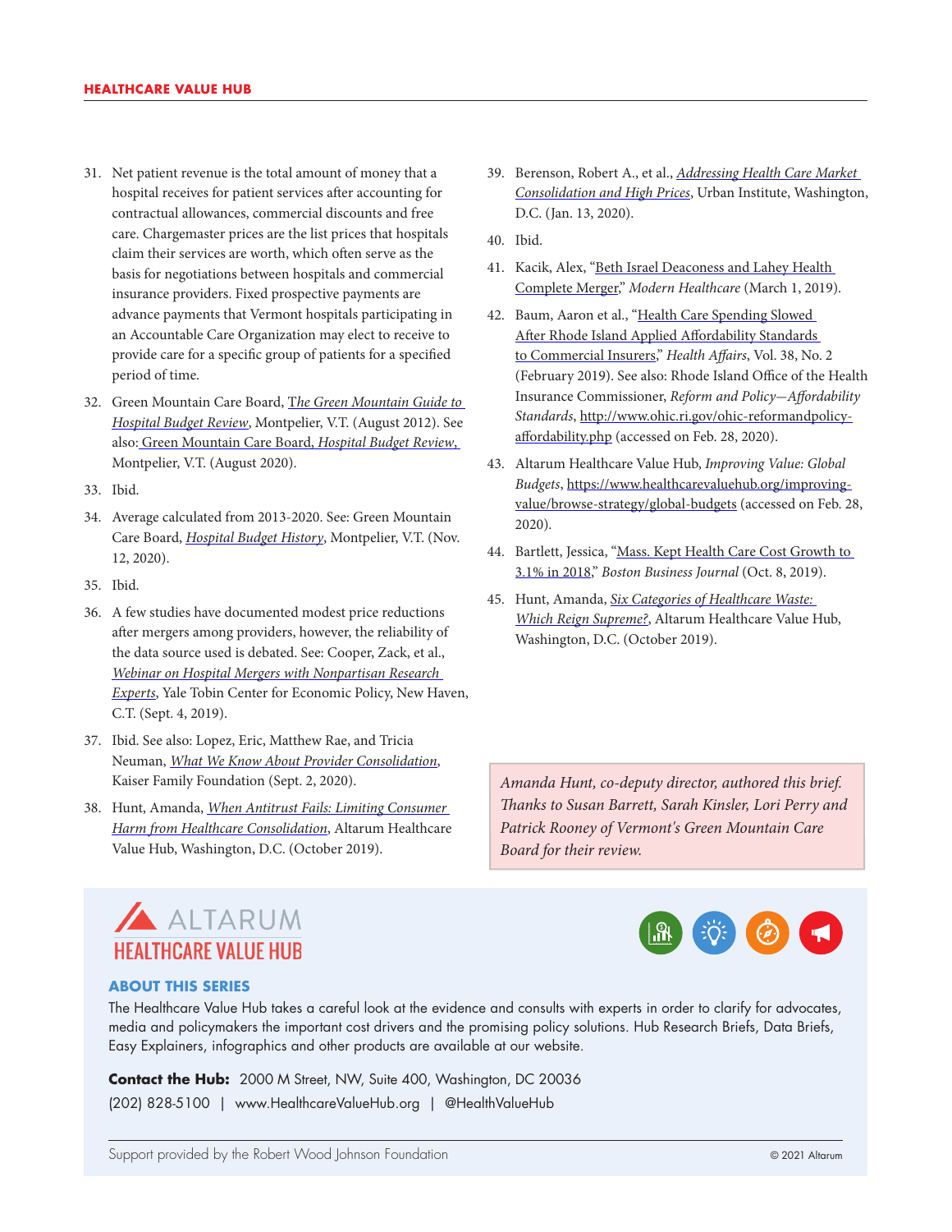31. Net patient revenue is the total amount of money that a hospital receives for patient services after accounting for contractual allowances, commercial discounts and free care. Chargemaster prices are the list prices that hospitals claim their services are worth, which often serve as the basis for negotiations between hospitals and commercial insurance providers. Fixed prospective payments are advance payments that Vermont hospitals participating in an Accountable Care Organization may elect to receive to provide care for a specific group of patients for a specified period of time.
32. Green Mountain Care Board, *The Green Mountain Guide to Hospital Budget Review*, Montpelier, V.T. (August 2012). See also: Green Mountain Care Board, *Hospital Budget Review*, Montpelier, V.T. (August 2020).
33. Ibid.
34. Average calculated from 2013-2020. See: Green Mountain Care Board, *Hospital Budget History*, Montpelier, V.T. (Nov. 12, 2020).
35. Ibid.
36. A few studies have documented modest price reductions after mergers among providers, however, the reliability of the data source used is debated. See: Cooper, Zack, et al., *Webinar on Hospital Mergers with Nonpartisan Research Experts*, Yale Tobin Center for Economic Policy, New Haven, C.T. (Sept. 4, 2019).
37. Ibid. See also: Lopez, Eric, Matthew Rae, and Tricia Neuman, *What We Know About Provider Consolidation*, Kaiser Family Foundation (Sept. 2, 2020).
38. Hunt, Amanda, *When Antitrust Fails: Limiting Consumer Harm from Healthcare Consolidation*, Altarum Healthcare Value Hub, Washington, D.C. (October 2019).
39. Berenson, Robert A., et al., *Addressing Health Care Market Consolidation and High Prices*, Urban Institute, Washington, D.C. (Jan. 13, 2020).
40. Ibid.
41. Kacik, Alex, "Beth Israel Deaconess and Lahey Health Complete Merger," *Modern Healthcare* (March 1, 2019).
42. Baum, Aaron et al., "Health Care Spending Slowed After Rhode Island Applied Affordability Standards to Commercial Insurers," *Health Affairs*, Vol. 38, No. 2 (February 2019). See also: Rhode Island Office of the Health Insurance Commissioner, *Reform and Policy—Affordability Standards*, http://www.ohic.ri.gov/ohic-reformandpolicy-affordability.php (accessed on Feb. 28, 2020).
43. Altarum Healthcare Value Hub, *Improving Value: Global Budgets*, https://www.healthcarevaluehub.org/improving-value/browse-strategy/global-budgets (accessed on Feb. 28, 2020).
44. Bartlett, Jessica, "Mass. Kept Health Care Cost Growth to 3.1% in 2018," *Boston Business Journal* (Oct. 8, 2019).
45. Hunt, Amanda, *Six Categories of Healthcare Waste: Which Reign Supreme?*, Altarum Healthcare Value Hub, Washington, D.C. (October 2019).

*Amanda Hunt, co-deputy director, authored this brief. Thanks to Susan Barrett, Sarah Kinsler, Lori Perry and Patrick Rooney of Vermont's Green Mountain Care Board for their review.*

ALTARUM
HEALTHCARE VALUE HUB

## ABOUT THIS SERIES

The Healthcare Value Hub takes a careful look at the evidence and consults with experts in order to clarify for advocates, media and policymakers the important cost drivers and the promising policy solutions. Hub Research Briefs, Data Briefs, Easy Explainers, infographics and other products are available at our website.

**Contact the Hub:** 2000 M Street, NW, Suite 400, Washington, DC 20036
(202) 828-5100 | www.HealthcareValueHub.org | @HealthValueHub

Support provided by the Robert Wood Johnson Foundation

© 2021 Altarum